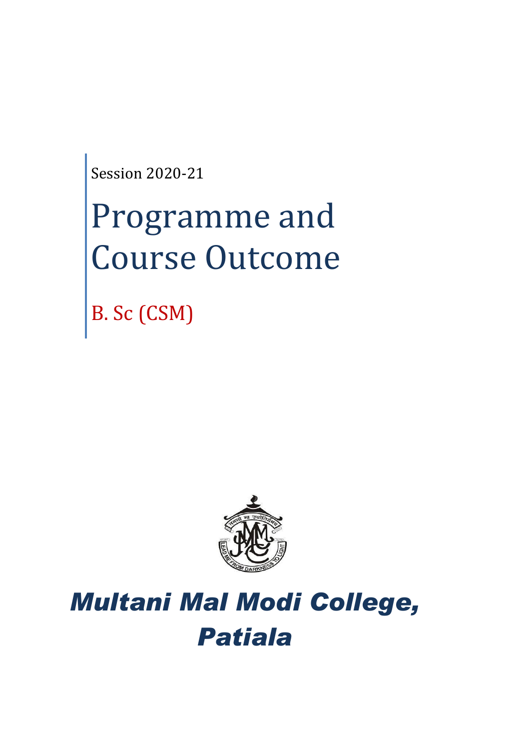Session 2020-21

# Programme and Course Outcome

## B. Sc (CSM)

# *Multani Mal Modi College, Patiala*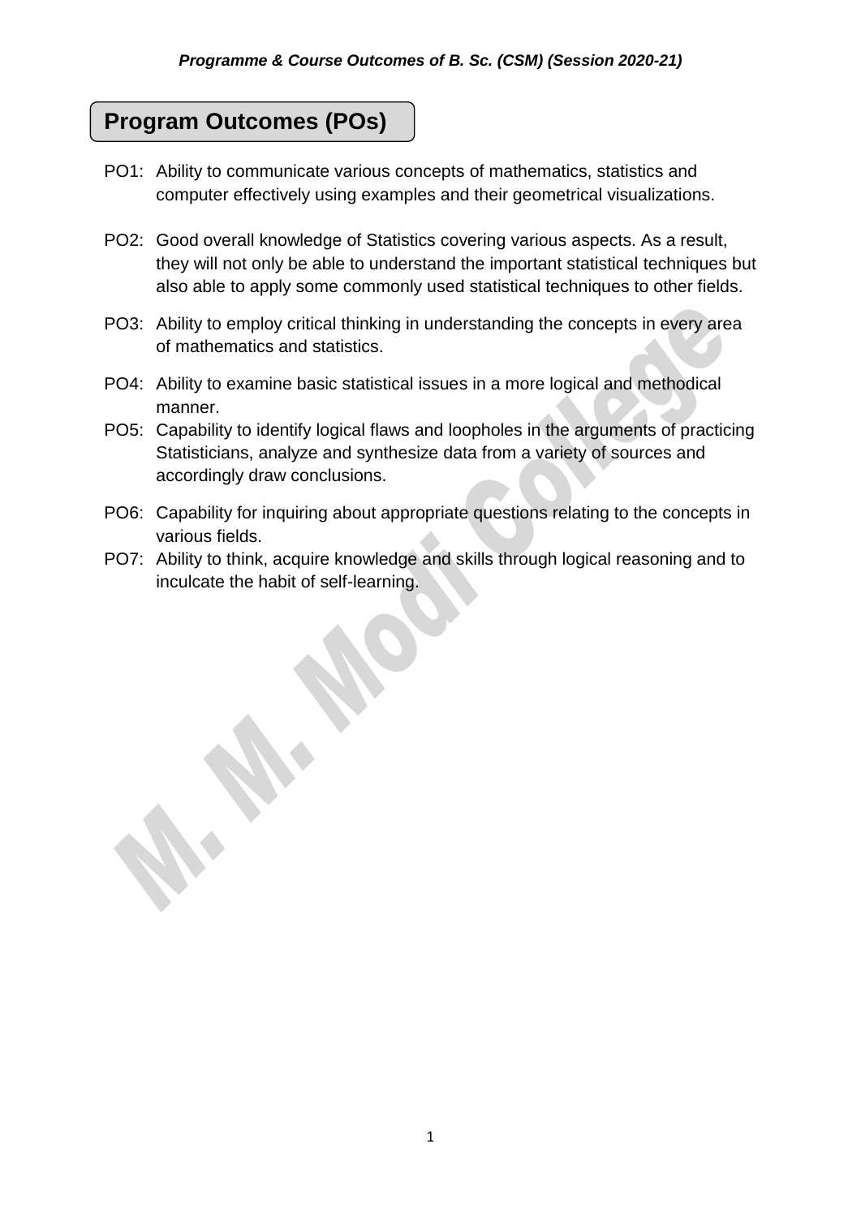## Program Outcomes (POs)

- PO1: Ability to communicate various concepts of mathematics, statistics and computer effectively using examples and their geometrical visualizations.
- PO2: Good overall knowledge of Statistics covering various aspects. As a result, they will not only be able to understand the important statistical techniques but also able to apply some commonly used statistical techniques to other fields.
- PO3: Ability to employ critical thinking in understanding the concepts in every area of mathematics and statistics.
- PO4: Ability to examine basic statistical issues in a more logical and methodical manner.
- PO5: Capability to identify logical flaws and loopholes in the arguments of practicing Statisticians, analyze and synthesize data from a variety of sources and accordingly draw conclusions.
- PO6: Capability for inquiring about appropriate questions relating to the concepts in various fields.
- PO7: Ability to think, acquire knowledge and skills through logical reasoning and to inculcate the habit of self-learning.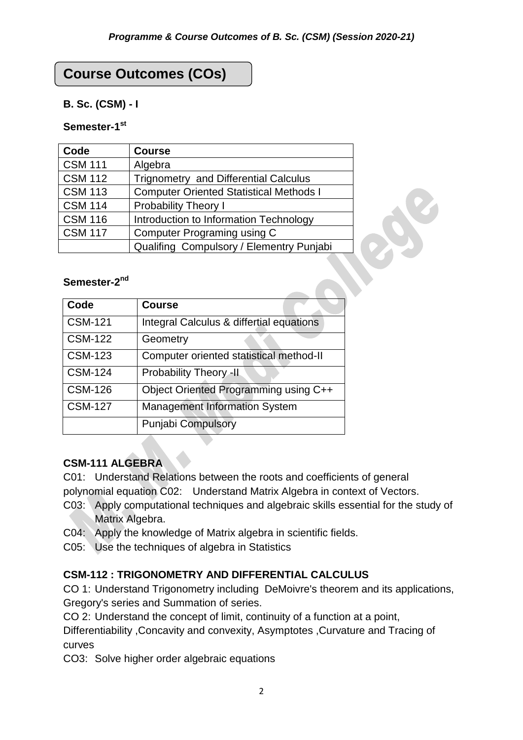# Course Outcomes (COs)

### B. Sc. (CSM) - I

### Semester-1st

| Code | Course |
|---|---|
| CSM 111 | Algebra |
| CSM 112 | Trignometry and Differential Calculus |
| CSM 113 | Computer Oriented Statistical Methods I |
| CSM 114 | Probability Theory I |
| CSM 116 | Introduction to Information Technology |
| CSM 117 | Computer Programing using C |
| | Qualifing Compulsory / Elementry Punjabi |

### Semester-2nd

| Code | Course |
|---|---|
| CSM-121 | Integral Calculus & differtial equations |
| CSM-122 | Geometry |
| CSM-123 | Computer oriented statistical method-II |
| CSM-124 | Probability Theory -II |
| CSM-126 | Object Oriented Programming using C++ |
| CSM-127 | Management Information System |
| | Punjabi Compulsory |

### CSM-111 ALGEBRA

C01: Understand Relations between the roots and coefficients of general polynomial equation C02: Understand Matrix Algebra in context of Vectors.

C03: Apply computational techniques and algebraic skills essential for the study of Matrix Algebra.

C04: Apply the knowledge of Matrix algebra in scientific fields.

C05: Use the techniques of algebra in Statistics

### CSM-112 : TRIGONOMETRY AND DIFFERENTIAL CALCULUS

CO 1: Understand Trigonometry including DeMoivre's theorem and its applications, Gregory's series and Summation of series.

CO 2: Understand the concept of limit, continuity of a function at a point, Differentiability ,Concavity and convexity, Asymptotes ,Curvature and Tracing of curves

CO3: Solve higher order algebraic equations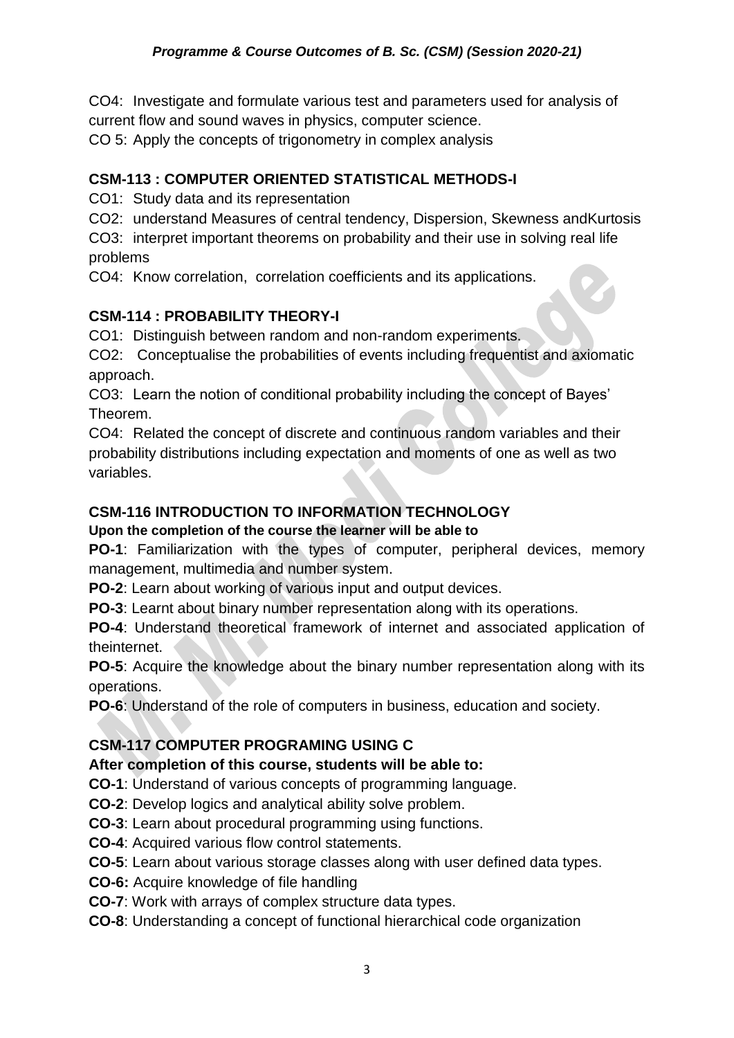CO4: Investigate and formulate various test and parameters used for analysis of current flow and sound waves in physics, computer science.

CO 5: Apply the concepts of trigonometry in complex analysis

### CSM-113 : COMPUTER ORIENTED STATISTICAL METHODS-I

CO1: Study data and its representation

CO2: understand Measures of central tendency, Dispersion, Skewness andKurtosis

CO3: interpret important theorems on probability and their use in solving real life problems

CO4: Know correlation, correlation coefficients and its applications.

### CSM-114 : PROBABILITY THEORY-I

CO1: Distinguish between random and non-random experiments.

CO2: Conceptualise the probabilities of events including frequentist and axiomatic approach.

CO3: Learn the notion of conditional probability including the concept of Bayes' Theorem.

CO4: Related the concept of discrete and continuous random variables and their probability distributions including expectation and moments of one as well as two variables.

### CSM-116 INTRODUCTION TO INFORMATION TECHNOLOGY

**Upon the completion of the course the learner will be able to**

**PO-1**: Familiarization with the types of computer, peripheral devices, memory management, multimedia and number system.

**PO-2**: Learn about working of various input and output devices.

**PO-3**: Learnt about binary number representation along with its operations.

**PO-4**: Understand theoretical framework of internet and associated application of theinternet.

**PO-5**: Acquire the knowledge about the binary number representation along with its operations.

**PO-6**: Understand of the role of computers in business, education and society.

### CSM-117 COMPUTER PROGRAMING USING C

**After completion of this course, students will be able to:**

**CO-1**: Understand of various concepts of programming language.

**CO-2**: Develop logics and analytical ability solve problem.

**CO-3**: Learn about procedural programming using functions.

**CO-4**: Acquired various flow control statements.

**CO-5**: Learn about various storage classes along with user defined data types.

**CO-6:** Acquire knowledge of file handling

**CO-7**: Work with arrays of complex structure data types.

**CO-8**: Understanding a concept of functional hierarchical code organization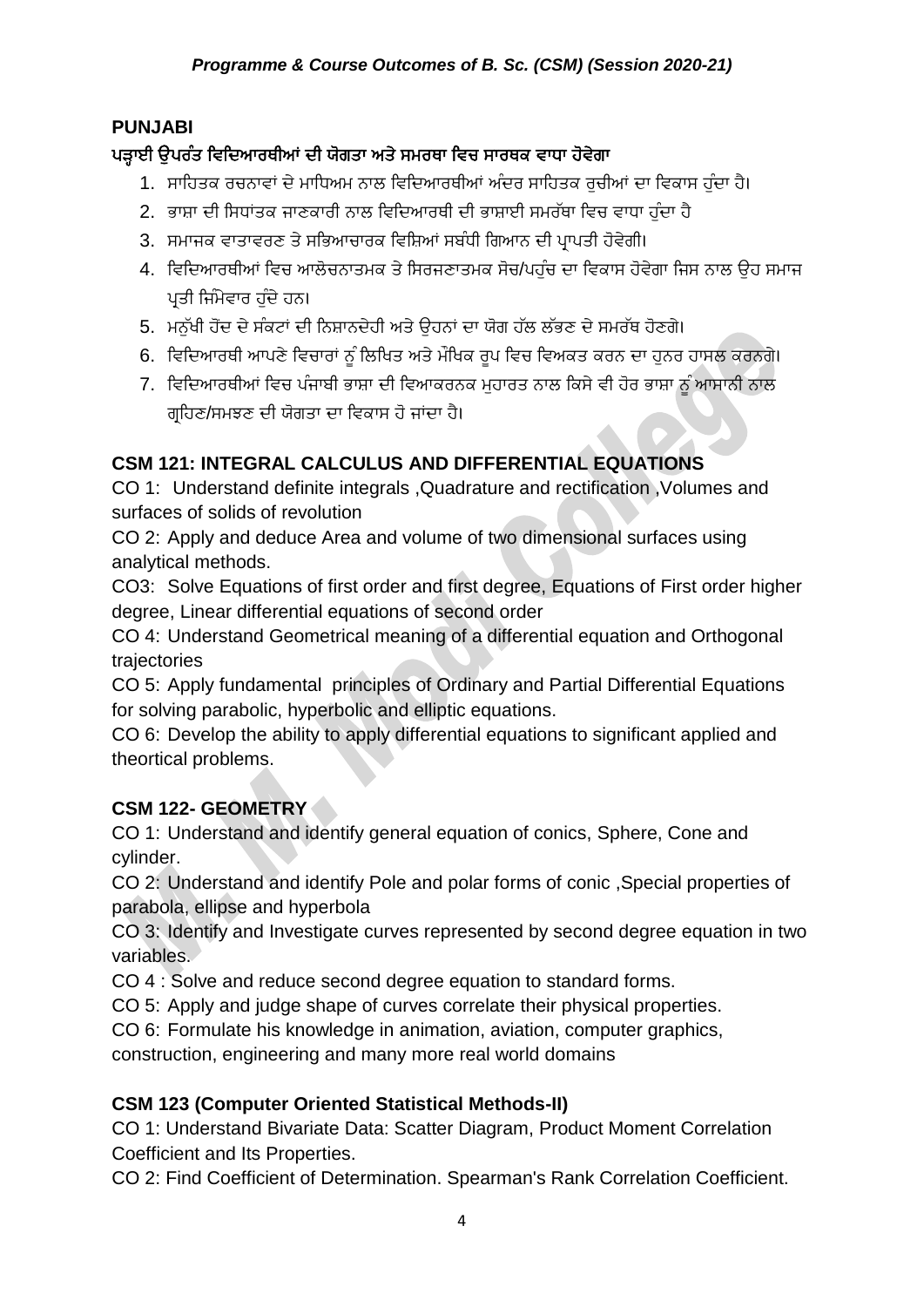## PUNJABI

### ਪੜ੍ਹਾਈ ਉਪਰੰਤ ਵਿਦਿਆਰਥੀਆਂ ਦੀ ਯੋਗਤਾ ਅਤੇ ਸਮਰਥਾ ਵਿਚ ਸਾਰਥਕ ਵਾਧਾ ਹੋਵੇਗਾ

1. ਸਾਹਿਤਕ ਰਚਨਾਵਾਂ ਦੇ ਮਾਧਿਅਮ ਨਾਲ ਵਿਦਿਆਰਥੀਆਂ ਅੰਦਰ ਸਾਹਿਤਕ ਰੁਚੀਆਂ ਦਾ ਵਿਕਾਸ ਹੁੰਦਾ ਹੈ।
2. ਭਾਸ਼ਾ ਦੀ ਸਿਧਾਂਤਕ ਜਾਣਕਾਰੀ ਨਾਲ ਵਿਦਿਆਰਥੀ ਦੀ ਭਾਸ਼ਾਈ ਸਮਰੱਥਾ ਵਿਚ ਵਾਧਾ ਹੁੰਦਾ ਹੈ
3. ਸਮਾਜਕ ਵਾਤਾਵਰਣ ਤੇ ਸਭਿਆਚਾਰਕ ਵਿਸ਼ਿਆਂ ਸਬੰਧੀ ਗਿਆਨ ਦੀ ਪ੍ਰਾਪਤੀ ਹੋਵੇਗੀ।
4. ਵਿਦਿਆਰਥੀਆਂ ਵਿਚ ਆਲੋਚਨਾਤਮਕ ਤੇ ਸਿਰਜਣਾਤਮਕ ਸੋਚ/ਪਹੁੰਚ ਦਾ ਵਿਕਾਸ ਹੋਵੇਗਾ ਜਿਸ ਨਾਲ ਉਹ ਸਮਾਜ ਪ੍ਰਤੀ ਜਿੰਮੇਵਾਰ ਹੁੰਦੇ ਹਨ।
5. ਮਨੁੱਖੀ ਹੋਂਦ ਦੇ ਸੰਕਟਾਂ ਦੀ ਨਿਸ਼ਾਨਦੇਹੀ ਅਤੇ ਉਹਨਾਂ ਦਾ ਯੋਗ ਹੱਲ ਲੱਭਣ ਦੇ ਸਮਰੱਥ ਹੋਣਗੇ।
6. ਵਿਦਿਆਰਥੀ ਆਪਣੇ ਵਿਚਾਰਾਂ ਨੂੰ ਲਿਖਿਤ ਅਤੇ ਮੌਖਿਕ ਰੂਪ ਵਿਚ ਵਿਅਕਤ ਕਰਨ ਦਾ ਹੁਨਰ ਹਾਸਲ ਕਰਨਗੇ।
7. ਵਿਦਿਆਰਥੀਆਂ ਵਿਚ ਪੰਜਾਬੀ ਭਾਸ਼ਾ ਦੀ ਵਿਆਕਰਨਕ ਮੁਹਾਰਤ ਨਾਲ ਕਿਸੇ ਵੀ ਹੋਰ ਭਾਸ਼ਾ ਨੂੰ ਆਸਾਨੀ ਨਾਲ ਗ੍ਰਹਿਣ/ਸਮਝਣ ਦੀ ਯੋਗਤਾ ਦਾ ਵਿਕਾਸ ਹੋ ਜਾਂਦਾ ਹੈ।

## CSM 121: INTEGRAL CALCULUS AND DIFFERENTIAL EQUATIONS

CO 1: Understand definite integrals ,Quadrature and rectification ,Volumes and surfaces of solids of revolution

CO 2: Apply and deduce Area and volume of two dimensional surfaces using analytical methods.

CO3: Solve Equations of first order and first degree, Equations of First order higher degree, Linear differential equations of second order

CO 4: Understand Geometrical meaning of a differential equation and Orthogonal trajectories

CO 5: Apply fundamental principles of Ordinary and Partial Differential Equations for solving parabolic, hyperbolic and elliptic equations.

CO 6: Develop the ability to apply differential equations to significant applied and theortical problems.

## CSM 122- GEOMETRY

CO 1: Understand and identify general equation of conics, Sphere, Cone and cylinder.

CO 2: Understand and identify Pole and polar forms of conic ,Special properties of parabola, ellipse and hyperbola

CO 3: Identify and Investigate curves represented by second degree equation in two variables.

CO 4 : Solve and reduce second degree equation to standard forms.

CO 5: Apply and judge shape of curves correlate their physical properties.

CO 6: Formulate his knowledge in animation, aviation, computer graphics, construction, engineering and many more real world domains

## CSM 123 (Computer Oriented Statistical Methods-II)

CO 1: Understand Bivariate Data: Scatter Diagram, Product Moment Correlation Coefficient and Its Properties.

CO 2: Find Coefficient of Determination. Spearman's Rank Correlation Coefficient.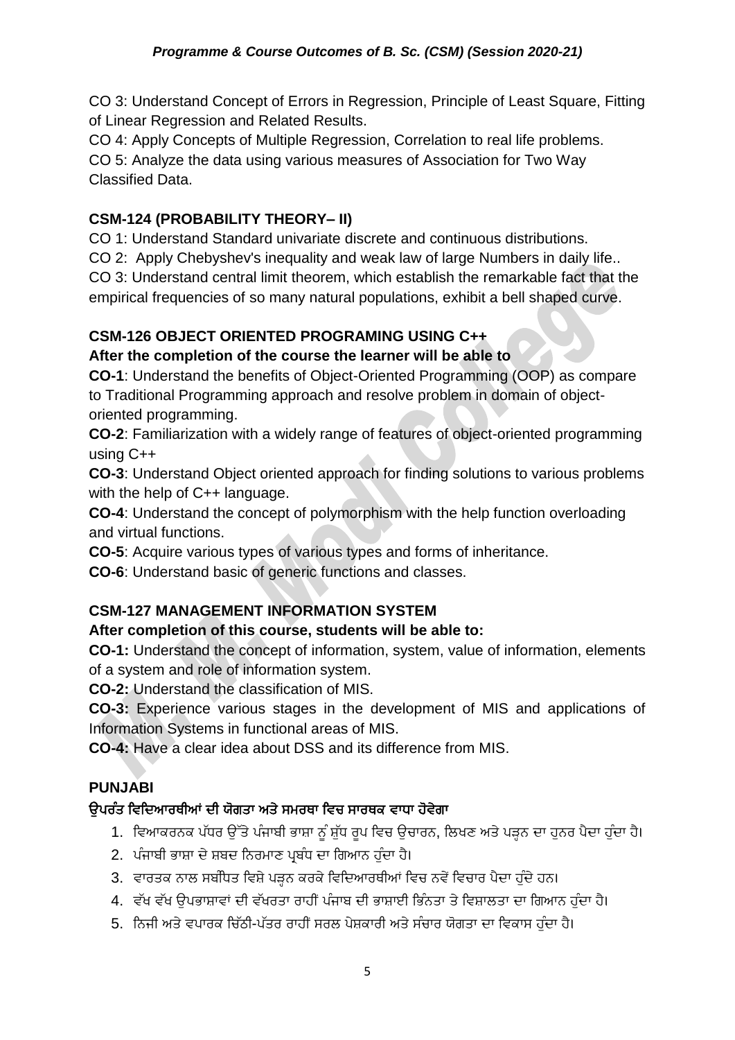CO 3: Understand Concept of Errors in Regression, Principle of Least Square, Fitting of Linear Regression and Related Results.

CO 4: Apply Concepts of Multiple Regression, Correlation to real life problems.

CO 5: Analyze the data using various measures of Association for Two Way Classified Data.

### CSM-124 (PROBABILITY THEORY– II)

CO 1: Understand Standard univariate discrete and continuous distributions.

CO 2: Apply Chebyshev's inequality and weak law of large Numbers in daily life..

CO 3: Understand central limit theorem, which establish the remarkable fact that the empirical frequencies of so many natural populations, exhibit a bell shaped curve.

### CSM-126 OBJECT ORIENTED PROGRAMING USING C++

**After the completion of the course the learner will be able to**

**CO-1**: Understand the benefits of Object-Oriented Programming (OOP) as compare to Traditional Programming approach and resolve problem in domain of object-oriented programming.

**CO-2**: Familiarization with a widely range of features of object-oriented programming using C++

**CO-3**: Understand Object oriented approach for finding solutions to various problems with the help of C++ language.

**CO-4**: Understand the concept of polymorphism with the help function overloading and virtual functions.

**CO-5**: Acquire various types of various types and forms of inheritance.

**CO-6**: Understand basic of generic functions and classes.

### CSM-127 MANAGEMENT INFORMATION SYSTEM

**After completion of this course, students will be able to:**

**CO-1:** Understand the concept of information, system, value of information, elements of a system and role of information system.

**CO-2:** Understand the classification of MIS.

**CO-3:** Experience various stages in the development of MIS and applications of Information Systems in functional areas of MIS.

**CO-4:** Have a clear idea about DSS and its difference from MIS.

### PUNJABI

**ਉਪਰੰਤ ਵਿਦਿਆਰਥੀਆਂ ਦੀ ਯੋਗਤਾ ਅਤੇ ਸਮਰਥਾ ਵਿਚ ਸਾਰਥਕ ਵਾਧਾ ਹੋਵੇਗਾ**

1. ਵਿਆਕਰਨਕ ਪੱਧਰ ਉੱਤੇ ਪੰਜਾਬੀ ਭਾਸ਼ਾ ਨੂੰ ਸ਼ੁੱਧ ਰੂਪ ਵਿਚ ਉਚਾਰਨ, ਲਿਖਣ ਅਤੇ ਪੜ੍ਹਨ ਦਾ ਹੁਨਰ ਪੈਦਾ ਹੁੰਦਾ ਹੈ।
2. ਪੰਜਾਬੀ ਭਾਸ਼ਾ ਦੇ ਸ਼ਬਦ ਨਿਰਮਾਣ ਪ੍ਰਬੰਧ ਦਾ ਗਿਆਨ ਹੁੰਦਾ ਹੈ।
3. ਵਾਰਤਕ ਨਾਲ ਸਬੰਧਿਤ ਵਿਸ਼ੇ ਪੜ੍ਹਨ ਕਰਕੇ ਵਿਦਿਆਰਥੀਆਂ ਵਿਚ ਨਵੇਂ ਵਿਚਾਰ ਪੈਦਾ ਹੁੰਦੇ ਹਨ।
4. ਵੱਖ ਵੱਖ ਉਪਭਾਸ਼ਾਵਾਂ ਦੀ ਵੱਖਰਤਾ ਰਾਹੀਂ ਪੰਜਾਬ ਦੀ ਭਾਸ਼ਾਈ ਭਿੰਨਤਾ ਤੇ ਵਿਸ਼ਾਲਤਾ ਦਾ ਗਿਆਨ ਹੁੰਦਾ ਹੈ।
5. ਨਿਜੀ ਅਤੇ ਵਪਾਰਕ ਚਿੱਠੀ-ਪੱਤਰ ਰਾਹੀਂ ਸਰਲ ਪੇਸ਼ਕਾਰੀ ਅਤੇ ਸੰਚਾਰ ਯੋਗਤਾ ਦਾ ਵਿਕਾਸ ਹੁੰਦਾ ਹੈ।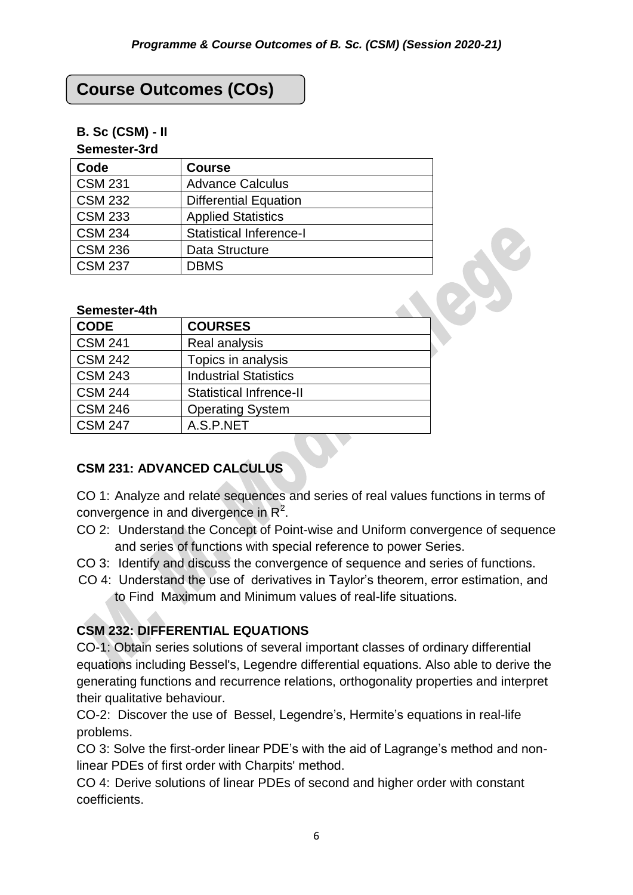## Course Outcomes (COs)

**B. Sc (CSM) - II**

**Semester-3rd**

| Code | Course |
| --- | --- |
| CSM 231 | Advance Calculus |
| CSM 232 | Differential Equation |
| CSM 233 | Applied Statistics |
| CSM 234 | Statistical Inference-I |
| CSM 236 | Data Structure |
| CSM 237 | DBMS |

**Semester-4th**

| CODE | COURSES |
| --- | --- |
| CSM 241 | Real analysis |
| CSM 242 | Topics in analysis |
| CSM 243 | Industrial Statistics |
| CSM 244 | Statistical Infrence-II |
| CSM 246 | Operating System |
| CSM 247 | A.S.P.NET |

### CSM 231: ADVANCED CALCULUS

CO 1: Analyze and relate sequences and series of real values functions in terms of convergence in and divergence in $R^2$.

CO 2: Understand the Concept of Point-wise and Uniform convergence of sequence and series of functions with special reference to power Series.

CO 3: Identify and discuss the convergence of sequence and series of functions.

CO 4: Understand the use of derivatives in Taylor's theorem, error estimation, and to Find Maximum and Minimum values of real-life situations.

### CSM 232: DIFFERENTIAL EQUATIONS

CO-1: Obtain series solutions of several important classes of ordinary differential equations including Bessel's, Legendre differential equations. Also able to derive the generating functions and recurrence relations, orthogonality properties and interpret their qualitative behaviour.

CO-2: Discover the use of Bessel, Legendre's, Hermite's equations in real-life problems.

CO 3: Solve the first-order linear PDE's with the aid of Lagrange's method and non-linear PDEs of first order with Charpits' method.

CO 4: Derive solutions of linear PDEs of second and higher order with constant coefficients.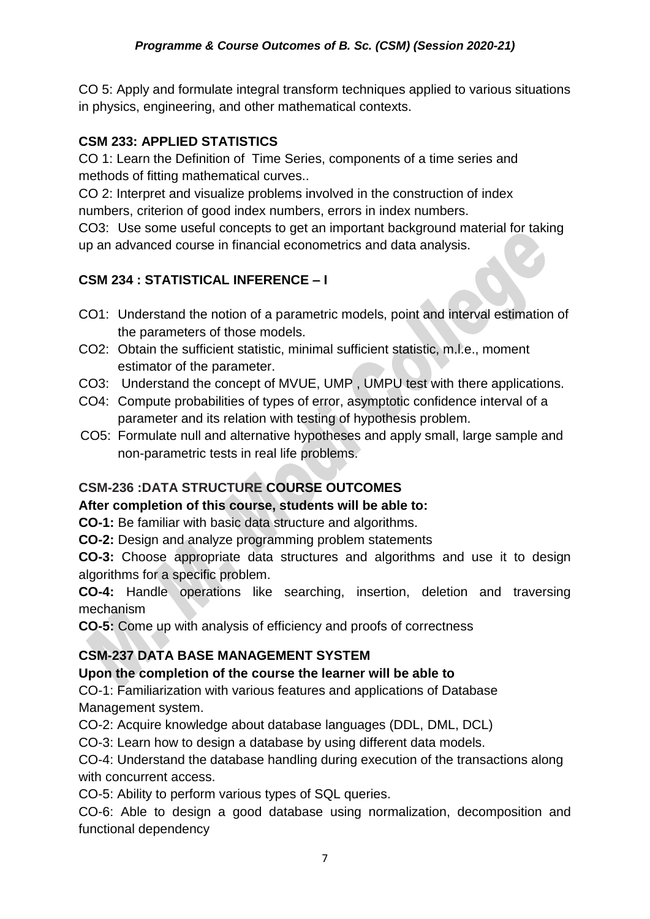CO 5: Apply and formulate integral transform techniques applied to various situations in physics, engineering, and other mathematical contexts.

### CSM 233: APPLIED STATISTICS

CO 1: Learn the Definition of Time Series, components of a time series and methods of fitting mathematical curves..

CO 2: Interpret and visualize problems involved in the construction of index numbers, criterion of good index numbers, errors in index numbers.

CO3: Use some useful concepts to get an important background material for taking up an advanced course in financial econometrics and data analysis.

### CSM 234 : STATISTICAL INFERENCE – I

- CO1: Understand the notion of a parametric models, point and interval estimation of the parameters of those models.
- CO2: Obtain the sufficient statistic, minimal sufficient statistic, m.l.e., moment estimator of the parameter.
- CO3: Understand the concept of MVUE, UMP , UMPU test with there applications.
- CO4: Compute probabilities of types of error, asymptotic confidence interval of a parameter and its relation with testing of hypothesis problem.
- CO5: Formulate null and alternative hypotheses and apply small, large sample and non-parametric tests in real life problems.

### CSM-236 :DATA STRUCTURE COURSE OUTCOMES

**After completion of this course, students will be able to:**

**CO-1:** Be familiar with basic data structure and algorithms.

**CO-2:** Design and analyze programming problem statements

**CO-3:** Choose appropriate data structures and algorithms and use it to design algorithms for a specific problem.

**CO-4:** Handle operations like searching, insertion, deletion and traversing mechanism

**CO-5:** Come up with analysis of efficiency and proofs of correctness

### CSM-237 DATA BASE MANAGEMENT SYSTEM

**Upon the completion of the course the learner will be able to**

CO-1: Familiarization with various features and applications of Database Management system.

CO-2: Acquire knowledge about database languages (DDL, DML, DCL)

CO-3: Learn how to design a database by using different data models.

CO-4: Understand the database handling during execution of the transactions along with concurrent access.

CO-5: Ability to perform various types of SQL queries.

CO-6: Able to design a good database using normalization, decomposition and functional dependency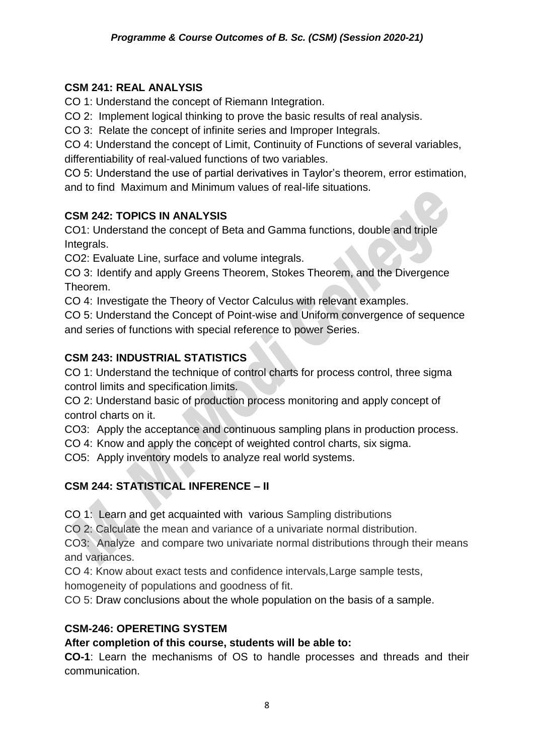### CSM 241: REAL ANALYSIS

CO 1: Understand the concept of Riemann Integration.

CO 2: Implement logical thinking to prove the basic results of real analysis.

CO 3: Relate the concept of infinite series and Improper Integrals.

CO 4: Understand the concept of Limit, Continuity of Functions of several variables, differentiability of real-valued functions of two variables.

CO 5: Understand the use of partial derivatives in Taylor's theorem, error estimation, and to find Maximum and Minimum values of real-life situations.

### CSM 242: TOPICS IN ANALYSIS

CO1: Understand the concept of Beta and Gamma functions, double and triple Integrals.

CO2: Evaluate Line, surface and volume integrals.

CO 3: Identify and apply Greens Theorem, Stokes Theorem, and the Divergence Theorem.

CO 4: Investigate the Theory of Vector Calculus with relevant examples.

CO 5: Understand the Concept of Point-wise and Uniform convergence of sequence and series of functions with special reference to power Series.

### CSM 243: INDUSTRIAL STATISTICS

CO 1: Understand the technique of control charts for process control, three sigma control limits and specification limits.

CO 2: Understand basic of production process monitoring and apply concept of control charts on it.

CO3: Apply the acceptance and continuous sampling plans in production process.

CO 4: Know and apply the concept of weighted control charts, six sigma.

CO5: Apply inventory models to analyze real world systems.

### CSM 244: STATISTICAL INFERENCE – II

CO 1: Learn and get acquainted with various Sampling distributions

CO 2: Calculate the mean and variance of a univariate normal distribution.

CO3: Analyze and compare two univariate normal distributions through their means and variances.

CO 4: Know about exact tests and confidence intervals, Large sample tests, homogeneity of populations and goodness of fit.

CO 5: Draw conclusions about the whole population on the basis of a sample.

### CSM-246: OPERETING SYSTEM

**After completion of this course, students will be able to:**

**CO-1**: Learn the mechanisms of OS to handle processes and threads and their communication.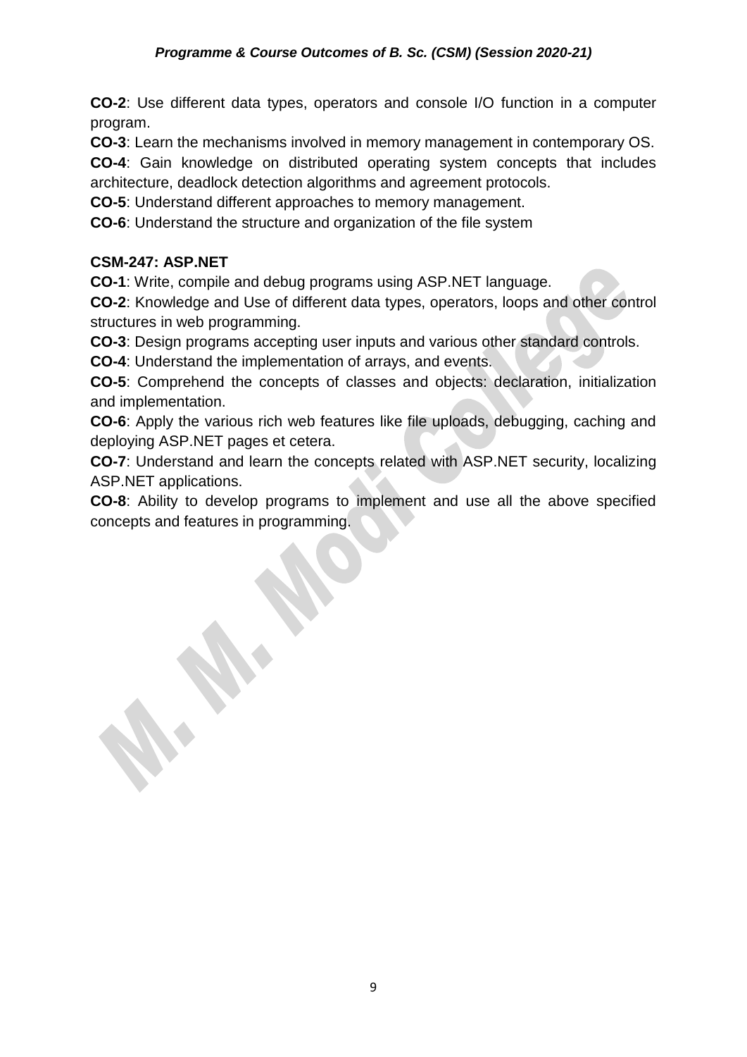**CO-2**: Use different data types, operators and console I/O function in a computer program.

**CO-3**: Learn the mechanisms involved in memory management in contemporary OS.

**CO-4**: Gain knowledge on distributed operating system concepts that includes architecture, deadlock detection algorithms and agreement protocols.

**CO-5**: Understand different approaches to memory management.

**CO-6**: Understand the structure and organization of the file system

**CSM-247: ASP.NET**

**CO-1**: Write, compile and debug programs using ASP.NET language.

**CO-2**: Knowledge and Use of different data types, operators, loops and other control structures in web programming.

**CO-3**: Design programs accepting user inputs and various other standard controls.

**CO-4**: Understand the implementation of arrays, and events.

**CO-5**: Comprehend the concepts of classes and objects: declaration, initialization and implementation.

**CO-6**: Apply the various rich web features like file uploads, debugging, caching and deploying ASP.NET pages et cetera.

**CO-7**: Understand and learn the concepts related with ASP.NET security, localizing ASP.NET applications.

**CO-8**: Ability to develop programs to implement and use all the above specified concepts and features in programming.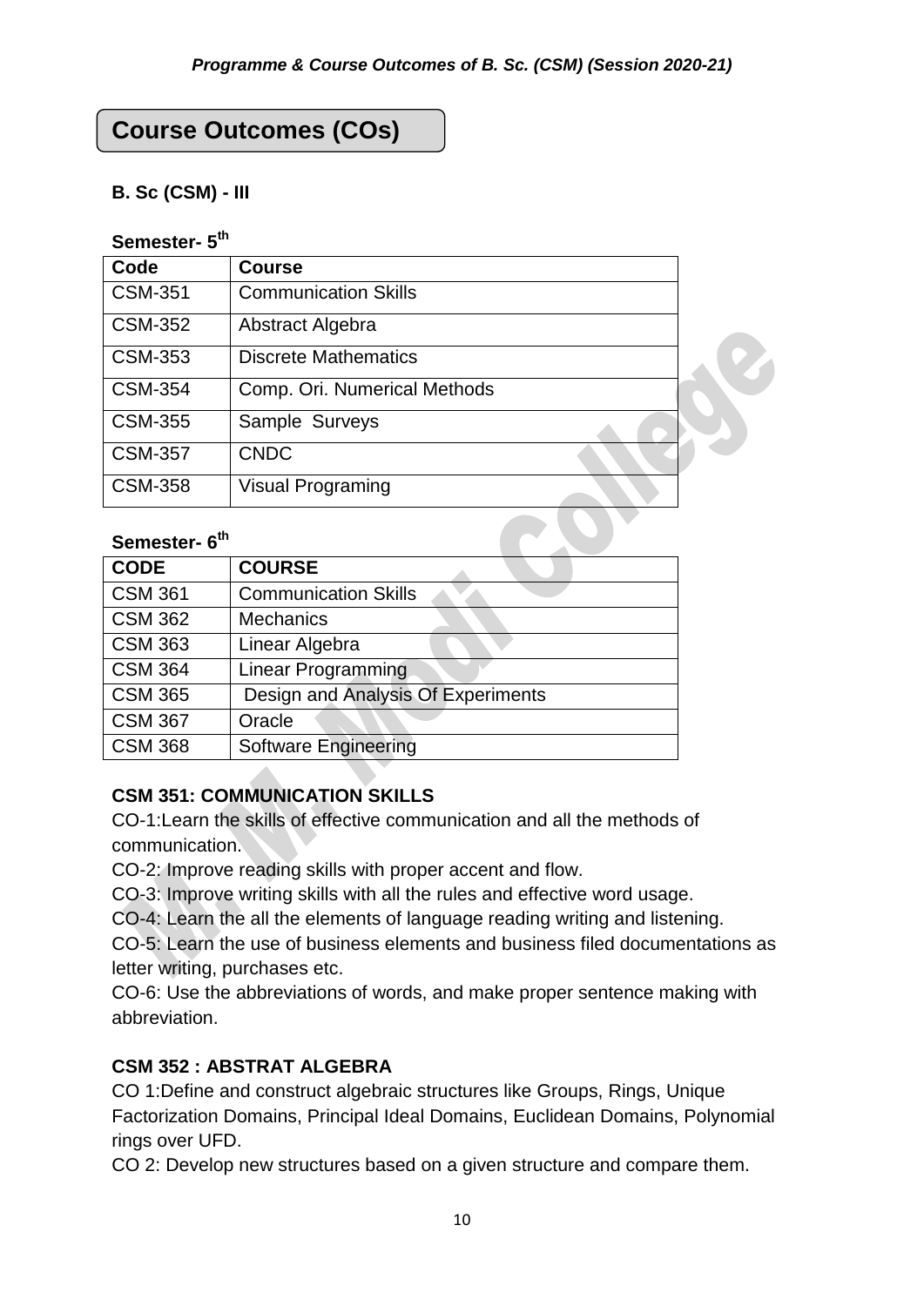## Course Outcomes (COs)

**B. Sc (CSM) - III**

**Semester- 5th**

| Code | Course |
|---|---|
| CSM-351 | Communication Skills |
| CSM-352 | Abstract Algebra |
| CSM-353 | Discrete Mathematics |
| CSM-354 | Comp. Ori. Numerical Methods |
| CSM-355 | Sample Surveys |
| CSM-357 | CNDC |
| CSM-358 | Visual Programing |

**Semester- 6th**

| CODE | COURSE |
|---|---|
| CSM 361 | Communication Skills |
| CSM 362 | Mechanics |
| CSM 363 | Linear Algebra |
| CSM 364 | Linear Programming |
| CSM 365 | Design and Analysis Of Experiments |
| CSM 367 | Oracle |
| CSM 368 | Software Engineering |

**CSM 351: COMMUNICATION SKILLS**

CO-1:Learn the skills of effective communication and all the methods of communication.

CO-2: Improve reading skills with proper accent and flow.

CO-3: Improve writing skills with all the rules and effective word usage.

CO-4: Learn the all the elements of language reading writing and listening.

CO-5: Learn the use of business elements and business filed documentations as letter writing, purchases etc.

CO-6: Use the abbreviations of words, and make proper sentence making with abbreviation.

**CSM 352 : ABSTRAT ALGEBRA**

CO 1:Define and construct algebraic structures like Groups, Rings, Unique Factorization Domains, Principal Ideal Domains, Euclidean Domains, Polynomial rings over UFD.

CO 2: Develop new structures based on a given structure and compare them.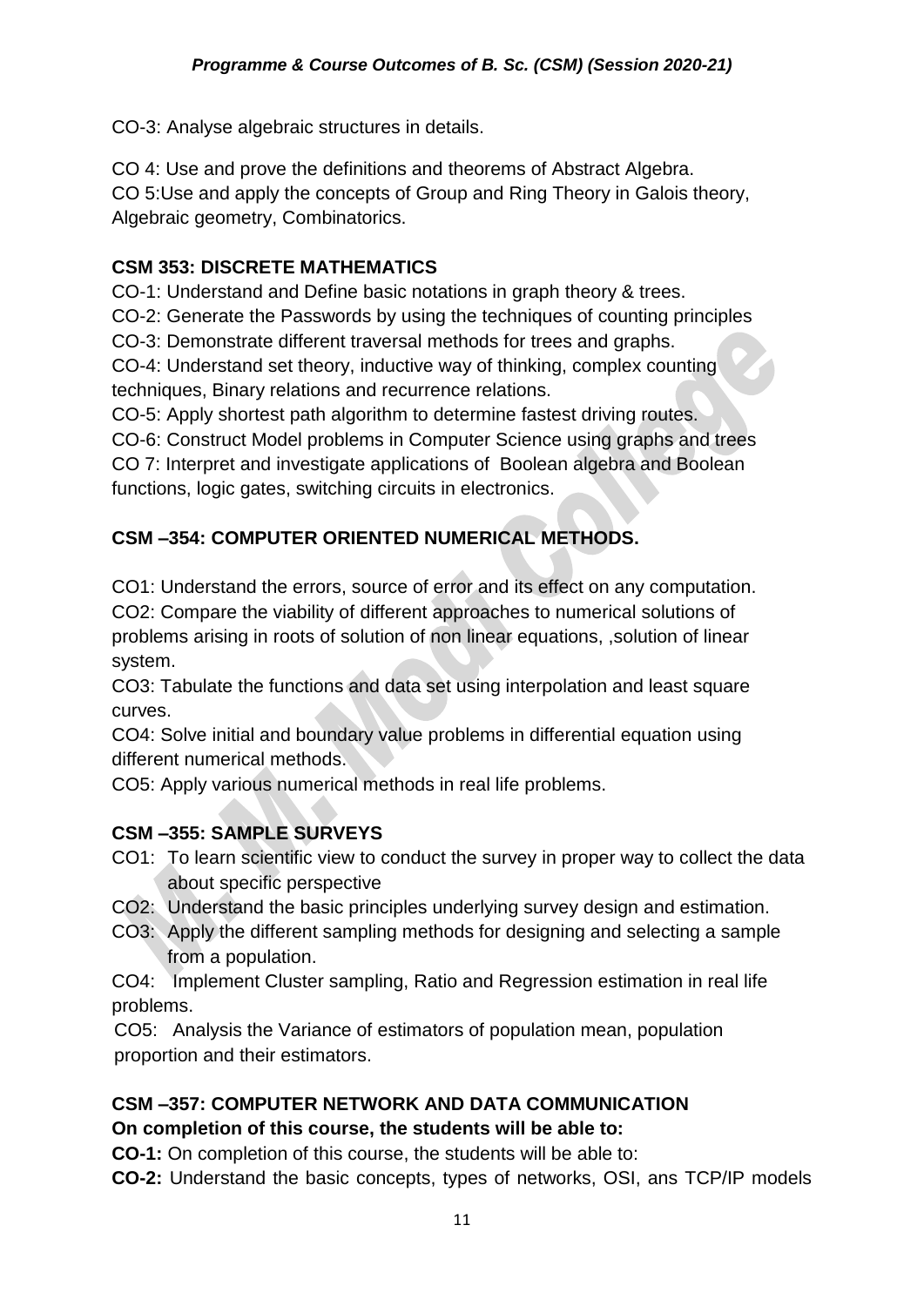CO-3: Analyse algebraic structures in details.

CO 4: Use and prove the definitions and theorems of Abstract Algebra.
CO 5:Use and apply the concepts of Group and Ring Theory in Galois theory, Algebraic geometry, Combinatorics.

**CSM 353: DISCRETE MATHEMATICS**

CO-1: Understand and Define basic notations in graph theory & trees.
CO-2: Generate the Passwords by using the techniques of counting principles
CO-3: Demonstrate different traversal methods for trees and graphs.
CO-4: Understand set theory, inductive way of thinking, complex counting techniques, Binary relations and recurrence relations.
CO-5: Apply shortest path algorithm to determine fastest driving routes.
CO-6: Construct Model problems in Computer Science using graphs and trees
CO 7: Interpret and investigate applications of Boolean algebra and Boolean functions, logic gates, switching circuits in electronics.

**CSM –354: COMPUTER ORIENTED NUMERICAL METHODS.**

CO1: Understand the errors, source of error and its effect on any computation.
CO2: Compare the viability of different approaches to numerical solutions of problems arising in roots of solution of non linear equations, ,solution of linear system.
CO3: Tabulate the functions and data set using interpolation and least square curves.
CO4: Solve initial and boundary value problems in differential equation using different numerical methods.
CO5: Apply various numerical methods in real life problems.

**CSM –355: SAMPLE SURVEYS**

CO1: To learn scientific view to conduct the survey in proper way to collect the data about specific perspective
CO2: Understand the basic principles underlying survey design and estimation.
CO3: Apply the different sampling methods for designing and selecting a sample from a population.
CO4: Implement Cluster sampling, Ratio and Regression estimation in real life problems.
CO5: Analysis the Variance of estimators of population mean, population proportion and their estimators.

**CSM –357: COMPUTER NETWORK AND DATA COMMUNICATION**
**On completion of this course, the students will be able to:**

**CO-1:** On completion of this course, the students will be able to:
**CO-2:** Understand the basic concepts, types of networks, OSI, ans TCP/IP models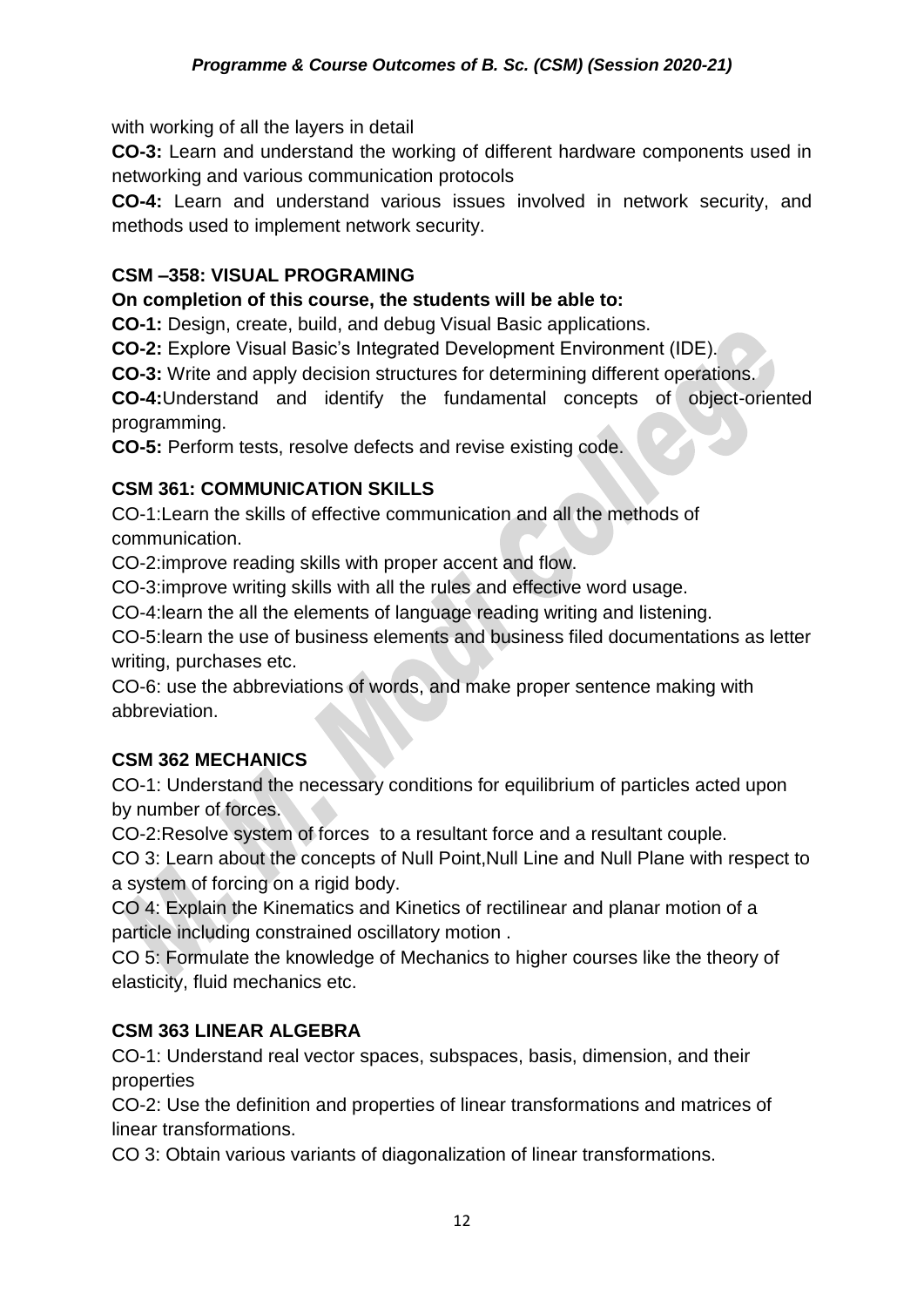with working of all the layers in detail

**CO-3:** Learn and understand the working of different hardware components used in networking and various communication protocols

**CO-4:** Learn and understand various issues involved in network security, and methods used to implement network security.

**CSM –358: VISUAL PROGRAMING**

**On completion of this course, the students will be able to:**

**CO-1:** Design, create, build, and debug Visual Basic applications.

**CO-2:** Explore Visual Basic's Integrated Development Environment (IDE).

**CO-3:** Write and apply decision structures for determining different operations.

**CO-4:**Understand and identify the fundamental concepts of object-oriented programming.

**CO-5:** Perform tests, resolve defects and revise existing code.

**CSM 361: COMMUNICATION SKILLS**

CO-1:Learn the skills of effective communication and all the methods of communication.

CO-2:improve reading skills with proper accent and flow.

CO-3:improve writing skills with all the rules and effective word usage.

CO-4:learn the all the elements of language reading writing and listening.

CO-5:learn the use of business elements and business filed documentations as letter writing, purchases etc.

CO-6: use the abbreviations of words, and make proper sentence making with abbreviation.

**CSM 362 MECHANICS**

CO-1: Understand the necessary conditions for equilibrium of particles acted upon by number of forces.

CO-2:Resolve system of forces to a resultant force and a resultant couple.

CO 3: Learn about the concepts of Null Point,Null Line and Null Plane with respect to a system of forcing on a rigid body.

CO 4: Explain the Kinematics and Kinetics of rectilinear and planar motion of a particle including constrained oscillatory motion .

CO 5: Formulate the knowledge of Mechanics to higher courses like the theory of elasticity, fluid mechanics etc.

**CSM 363 LINEAR ALGEBRA**

CO-1: Understand real vector spaces, subspaces, basis, dimension, and their properties

CO-2: Use the definition and properties of linear transformations and matrices of linear transformations.

CO 3: Obtain various variants of diagonalization of linear transformations.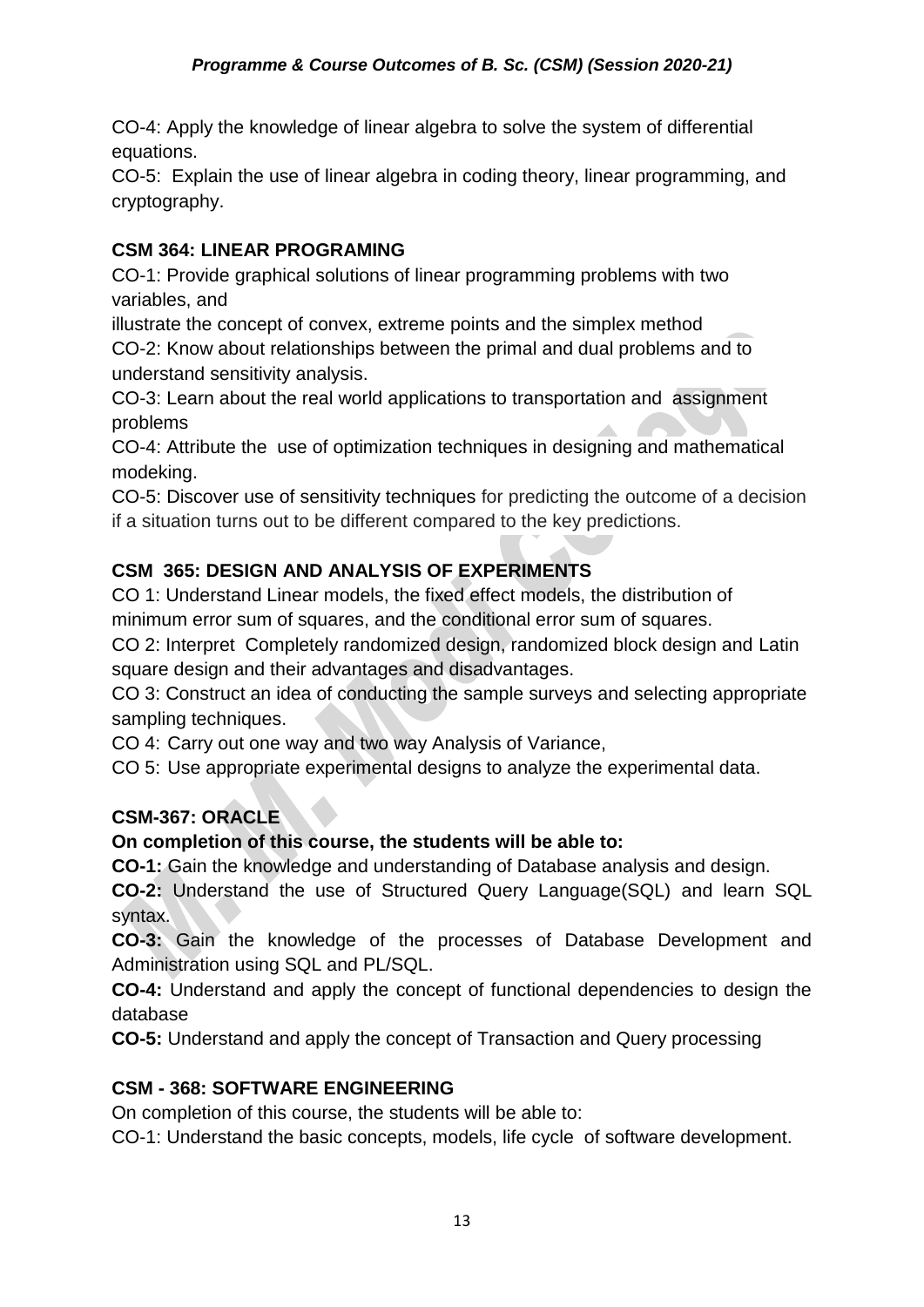CO-4: Apply the knowledge of linear algebra to solve the system of differential equations.

CO-5: Explain the use of linear algebra in coding theory, linear programming, and cryptography.

### CSM 364: LINEAR PROGRAMING

CO-1: Provide graphical solutions of linear programming problems with two variables, and illustrate the concept of convex, extreme points and the simplex method

CO-2: Know about relationships between the primal and dual problems and to understand sensitivity analysis.

CO-3: Learn about the real world applications to transportation and assignment problems

CO-4: Attribute the use of optimization techniques in designing and mathematical modeking.

CO-5: Discover use of sensitivity techniques for predicting the outcome of a decision if a situation turns out to be different compared to the key predictions.

### CSM 365: DESIGN AND ANALYSIS OF EXPERIMENTS

CO 1: Understand Linear models, the fixed effect models, the distribution of minimum error sum of squares, and the conditional error sum of squares.

CO 2: Interpret Completely randomized design, randomized block design and Latin square design and their advantages and disadvantages.

CO 3: Construct an idea of conducting the sample surveys and selecting appropriate sampling techniques.

CO 4: Carry out one way and two way Analysis of Variance,

CO 5: Use appropriate experimental designs to analyze the experimental data.

### CSM-367: ORACLE

**On completion of this course, the students will be able to:**

**CO-1:** Gain the knowledge and understanding of Database analysis and design.

**CO-2:** Understand the use of Structured Query Language(SQL) and learn SQL syntax.

**CO-3:** Gain the knowledge of the processes of Database Development and Administration using SQL and PL/SQL.

**CO-4:** Understand and apply the concept of functional dependencies to design the database

**CO-5:** Understand and apply the concept of Transaction and Query processing

### CSM - 368: SOFTWARE ENGINEERING

On completion of this course, the students will be able to:

CO-1: Understand the basic concepts, models, life cycle of software development.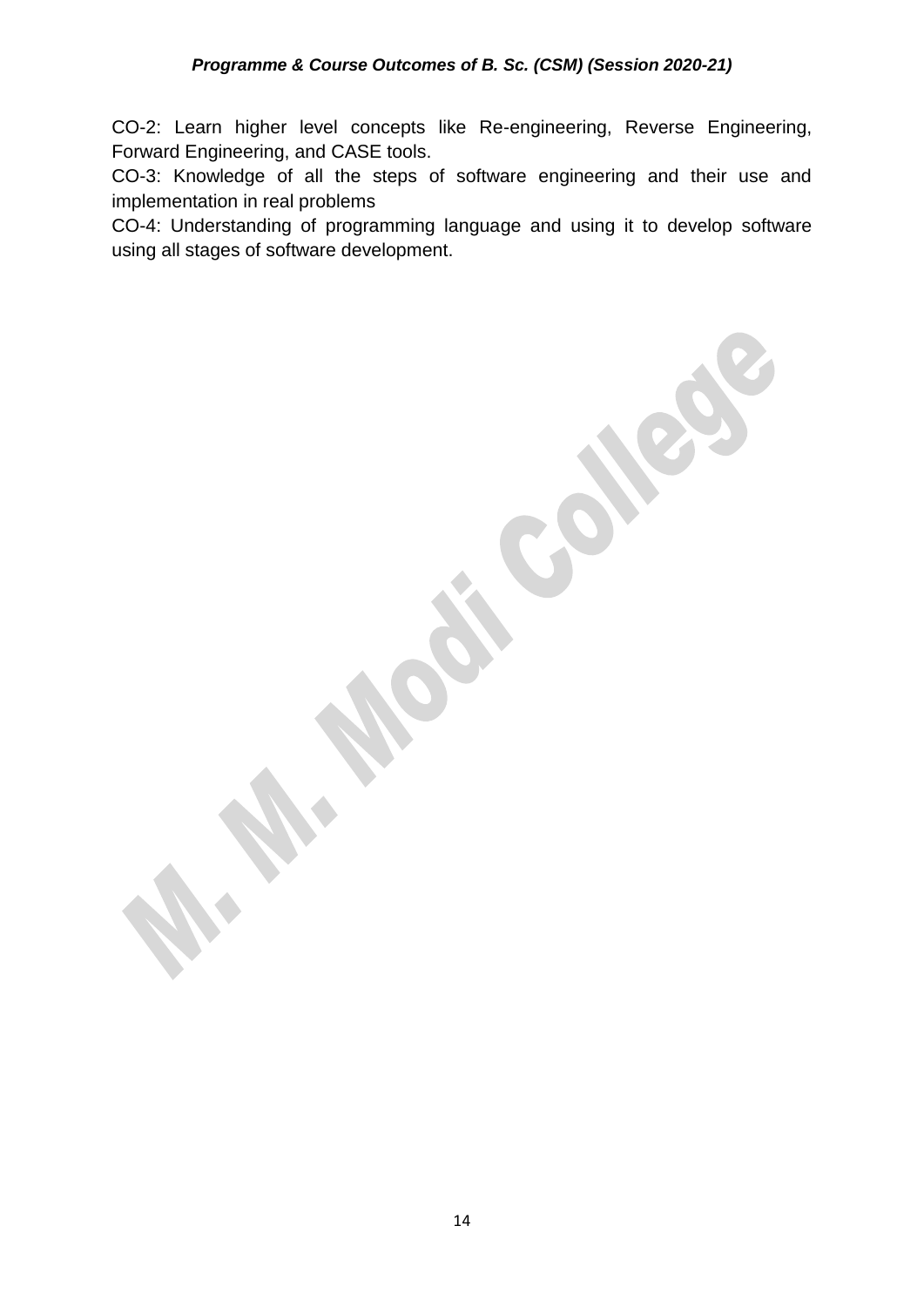CO-2: Learn higher level concepts like Re-engineering, Reverse Engineering, Forward Engineering, and CASE tools.

CO-3: Knowledge of all the steps of software engineering and their use and implementation in real problems

CO-4: Understanding of programming language and using it to develop software using all stages of software development.